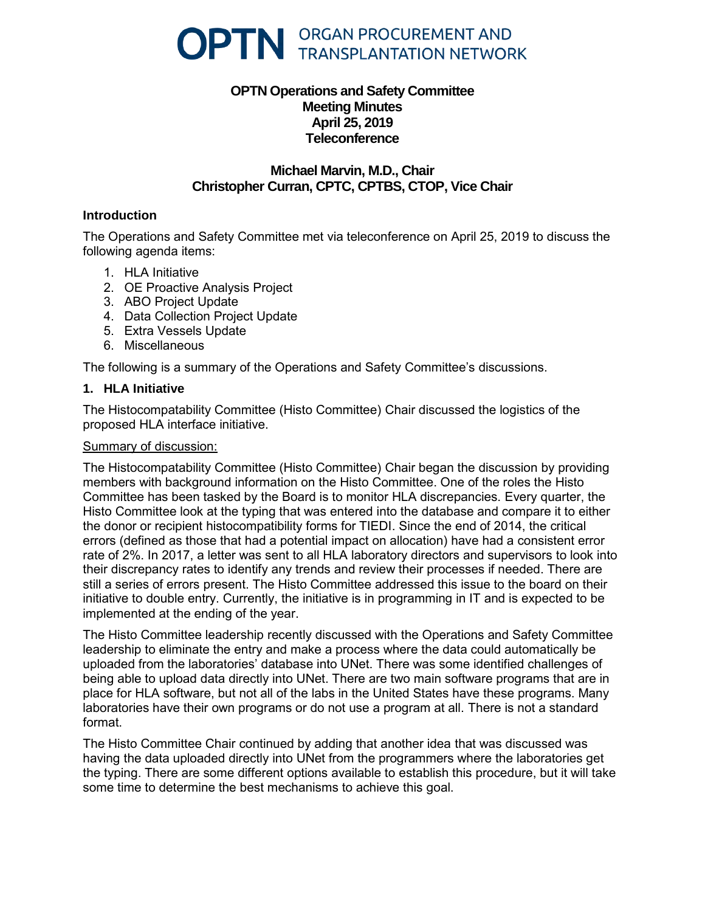# OPTN ORGAN PROCUREMENT AND TRANSPLANTATION NETWORK

**OPTN Operations and Safety Committee**
**Meeting Minutes**
**April 25, 2019**
**Teleconference**

**Michael Marvin, M.D., Chair**
**Christopher Curran, CPTC, CPTBS, CTOP, Vice Chair**

### Introduction

The Operations and Safety Committee met via teleconference on April 25, 2019 to discuss the following agenda items:

1. HLA Initiative
2. OE Proactive Analysis Project
3. ABO Project Update
4. Data Collection Project Update
5. Extra Vessels Update
6. Miscellaneous

The following is a summary of the Operations and Safety Committee's discussions.

### 1. HLA Initiative

The Histocompatability Committee (Histo Committee) Chair discussed the logistics of the proposed HLA interface initiative.

Summary of discussion:

The Histocompatability Committee (Histo Committee) Chair began the discussion by providing members with background information on the Histo Committee. One of the roles the Histo Committee has been tasked by the Board is to monitor HLA discrepancies. Every quarter, the Histo Committee look at the typing that was entered into the database and compare it to either the donor or recipient histocompatibility forms for TIEDI. Since the end of 2014, the critical errors (defined as those that had a potential impact on allocation) have had a consistent error rate of 2%. In 2017, a letter was sent to all HLA laboratory directors and supervisors to look into their discrepancy rates to identify any trends and review their processes if needed. There are still a series of errors present. The Histo Committee addressed this issue to the board on their initiative to double entry. Currently, the initiative is in programming in IT and is expected to be implemented at the ending of the year.

The Histo Committee leadership recently discussed with the Operations and Safety Committee leadership to eliminate the entry and make a process where the data could automatically be uploaded from the laboratories' database into UNet. There was some identified challenges of being able to upload data directly into UNet. There are two main software programs that are in place for HLA software, but not all of the labs in the United States have these programs. Many laboratories have their own programs or do not use a program at all. There is not a standard format.

The Histo Committee Chair continued by adding that another idea that was discussed was having the data uploaded directly into UNet from the programmers where the laboratories get the typing. There are some different options available to establish this procedure, but it will take some time to determine the best mechanisms to achieve this goal.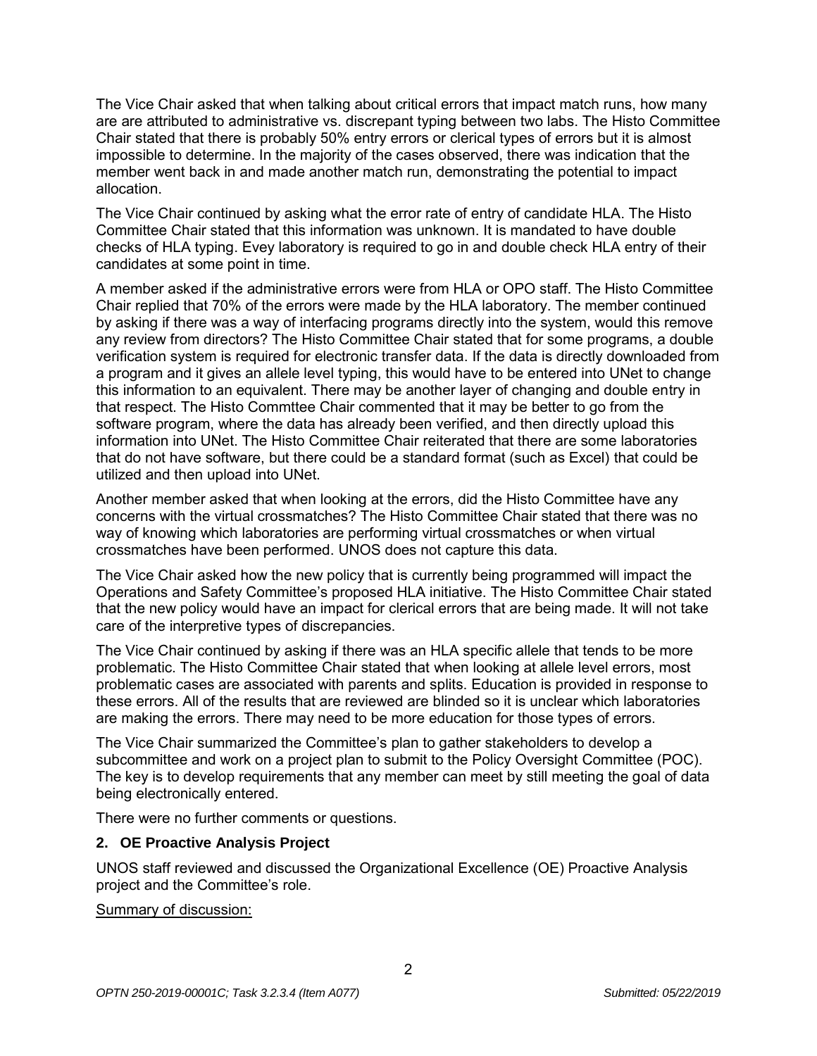The Vice Chair asked that when talking about critical errors that impact match runs, how many are are attributed to administrative vs. discrepant typing between two labs. The Histo Committee Chair stated that there is probably 50% entry errors or clerical types of errors but it is almost impossible to determine. In the majority of the cases observed, there was indication that the member went back in and made another match run, demonstrating the potential to impact allocation.

The Vice Chair continued by asking what the error rate of entry of candidate HLA. The Histo Committee Chair stated that this information was unknown. It is mandated to have double checks of HLA typing. Evey laboratory is required to go in and double check HLA entry of their candidates at some point in time.

A member asked if the administrative errors were from HLA or OPO staff. The Histo Committee Chair replied that 70% of the errors were made by the HLA laboratory. The member continued by asking if there was a way of interfacing programs directly into the system, would this remove any review from directors? The Histo Committee Chair stated that for some programs, a double verification system is required for electronic transfer data. If the data is directly downloaded from a program and it gives an allele level typing, this would have to be entered into UNet to change this information to an equivalent. There may be another layer of changing and double entry in that respect. The Histo Commttee Chair commented that it may be better to go from the software program, where the data has already been verified, and then directly upload this information into UNet. The Histo Committee Chair reiterated that there are some laboratories that do not have software, but there could be a standard format (such as Excel) that could be utilized and then upload into UNet.

Another member asked that when looking at the errors, did the Histo Committee have any concerns with the virtual crossmatches? The Histo Committee Chair stated that there was no way of knowing which laboratories are performing virtual crossmatches or when virtual crossmatches have been performed. UNOS does not capture this data.

The Vice Chair asked how the new policy that is currently being programmed will impact the Operations and Safety Committee's proposed HLA initiative. The Histo Committee Chair stated that the new policy would have an impact for clerical errors that are being made. It will not take care of the interpretive types of discrepancies.

The Vice Chair continued by asking if there was an HLA specific allele that tends to be more problematic. The Histo Committee Chair stated that when looking at allele level errors, most problematic cases are associated with parents and splits. Education is provided in response to these errors. All of the results that are reviewed are blinded so it is unclear which laboratories are making the errors. There may need to be more education for those types of errors.

The Vice Chair summarized the Committee's plan to gather stakeholders to develop a subcommittee and work on a project plan to submit to the Policy Oversight Committee (POC). The key is to develop requirements that any member can meet by still meeting the goal of data being electronically entered.

There were no further comments or questions.

## 2. OE Proactive Analysis Project

UNOS staff reviewed and discussed the Organizational Excellence (OE) Proactive Analysis project and the Committee's role.

Summary of discussion: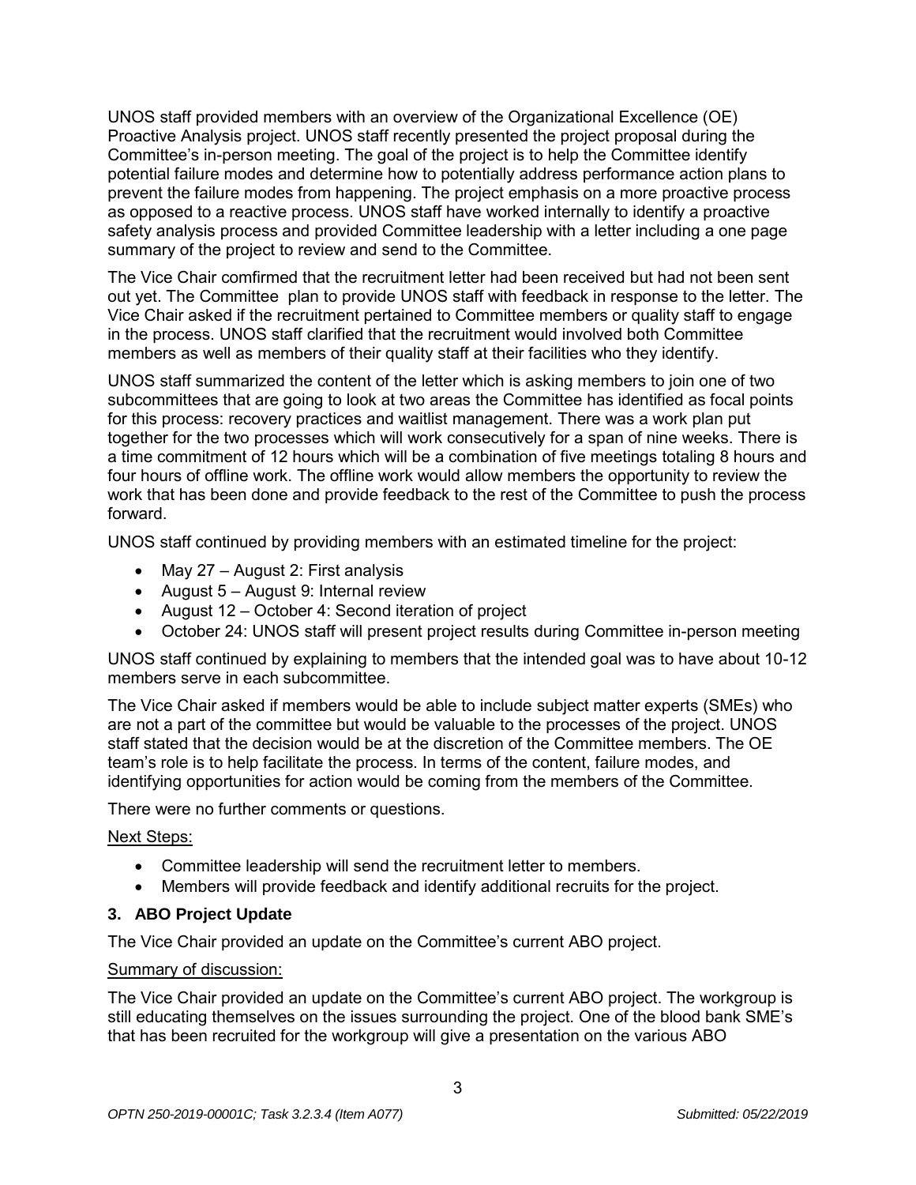UNOS staff provided members with an overview of the Organizational Excellence (OE) Proactive Analysis project. UNOS staff recently presented the project proposal during the Committee's in-person meeting. The goal of the project is to help the Committee identify potential failure modes and determine how to potentially address performance action plans to prevent the failure modes from happening. The project emphasis on a more proactive process as opposed to a reactive process. UNOS staff have worked internally to identify a proactive safety analysis process and provided Committee leadership with a letter including a one page summary of the project to review and send to the Committee.

The Vice Chair comfirmed that the recruitment letter had been received but had not been sent out yet. The Committee plan to provide UNOS staff with feedback in response to the letter. The Vice Chair asked if the recruitment pertained to Committee members or quality staff to engage in the process. UNOS staff clarified that the recruitment would involved both Committee members as well as members of their quality staff at their facilities who they identify.

UNOS staff summarized the content of the letter which is asking members to join one of two subcommittees that are going to look at two areas the Committee has identified as focal points for this process: recovery practices and waitlist management. There was a work plan put together for the two processes which will work consecutively for a span of nine weeks. There is a time commitment of 12 hours which will be a combination of five meetings totaling 8 hours and four hours of offline work. The offline work would allow members the opportunity to review the work that has been done and provide feedback to the rest of the Committee to push the process forward.

UNOS staff continued by providing members with an estimated timeline for the project:

- May 27 – August 2: First analysis
- August 5 – August 9: Internal review
- August 12 – October 4: Second iteration of project
- October 24: UNOS staff will present project results during Committee in-person meeting

UNOS staff continued by explaining to members that the intended goal was to have about 10-12 members serve in each subcommittee.

The Vice Chair asked if members would be able to include subject matter experts (SMEs) who are not a part of the committee but would be valuable to the processes of the project. UNOS staff stated that the decision would be at the discretion of the Committee members. The OE team's role is to help facilitate the process. In terms of the content, failure modes, and identifying opportunities for action would be coming from the members of the Committee.

There were no further comments or questions.

Next Steps:

- Committee leadership will send the recruitment letter to members.
- Members will provide feedback and identify additional recruits for the project.

### 3. ABO Project Update

The Vice Chair provided an update on the Committee's current ABO project.

Summary of discussion:

The Vice Chair provided an update on the Committee's current ABO project. The workgroup is still educating themselves on the issues surrounding the project. One of the blood bank SME's that has been recruited for the workgroup will give a presentation on the various ABO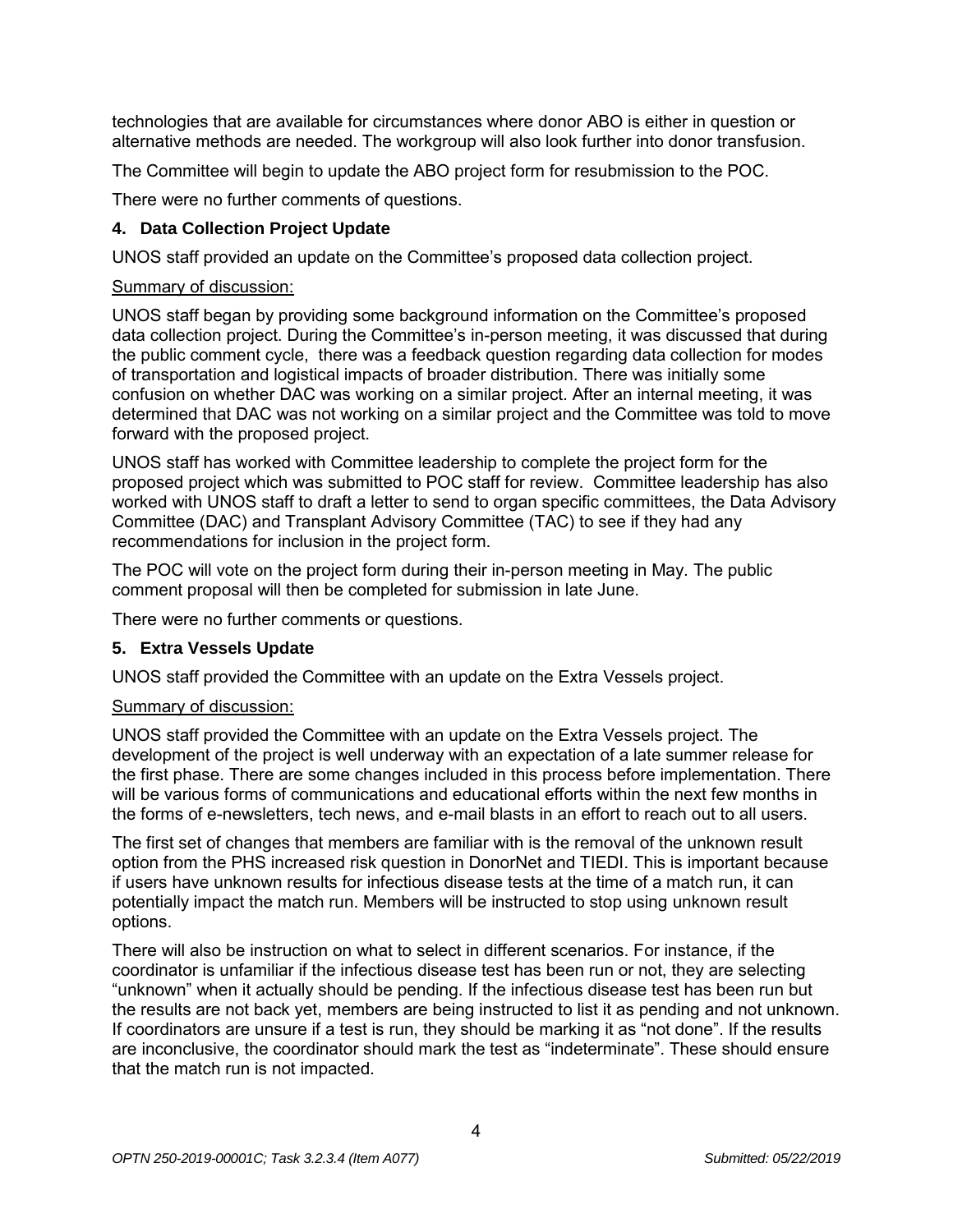technologies that are available for circumstances where donor ABO is either in question or alternative methods are needed. The workgroup will also look further into donor transfusion.

The Committee will begin to update the ABO project form for resubmission to the POC.

There were no further comments of questions.

#### 4. Data Collection Project Update

UNOS staff provided an update on the Committee's proposed data collection project.

Summary of discussion:

UNOS staff began by providing some background information on the Committee's proposed data collection project. During the Committee's in-person meeting, it was discussed that during the public comment cycle, there was a feedback question regarding data collection for modes of transportation and logistical impacts of broader distribution. There was initially some confusion on whether DAC was working on a similar project. After an internal meeting, it was determined that DAC was not working on a similar project and the Committee was told to move forward with the proposed project.

UNOS staff has worked with Committee leadership to complete the project form for the proposed project which was submitted to POC staff for review. Committee leadership has also worked with UNOS staff to draft a letter to send to organ specific committees, the Data Advisory Committee (DAC) and Transplant Advisory Committee (TAC) to see if they had any recommendations for inclusion in the project form.

The POC will vote on the project form during their in-person meeting in May. The public comment proposal will then be completed for submission in late June.

There were no further comments or questions.

#### 5. Extra Vessels Update

UNOS staff provided the Committee with an update on the Extra Vessels project.

Summary of discussion:

UNOS staff provided the Committee with an update on the Extra Vessels project. The development of the project is well underway with an expectation of a late summer release for the first phase. There are some changes included in this process before implementation. There will be various forms of communications and educational efforts within the next few months in the forms of e-newsletters, tech news, and e-mail blasts in an effort to reach out to all users.

The first set of changes that members are familiar with is the removal of the unknown result option from the PHS increased risk question in DonorNet and TIEDI. This is important because if users have unknown results for infectious disease tests at the time of a match run, it can potentially impact the match run. Members will be instructed to stop using unknown result options.

There will also be instruction on what to select in different scenarios. For instance, if the coordinator is unfamiliar if the infectious disease test has been run or not, they are selecting "unknown" when it actually should be pending. If the infectious disease test has been run but the results are not back yet, members are being instructed to list it as pending and not unknown. If coordinators are unsure if a test is run, they should be marking it as "not done". If the results are inconclusive, the coordinator should mark the test as "indeterminate". These should ensure that the match run is not impacted.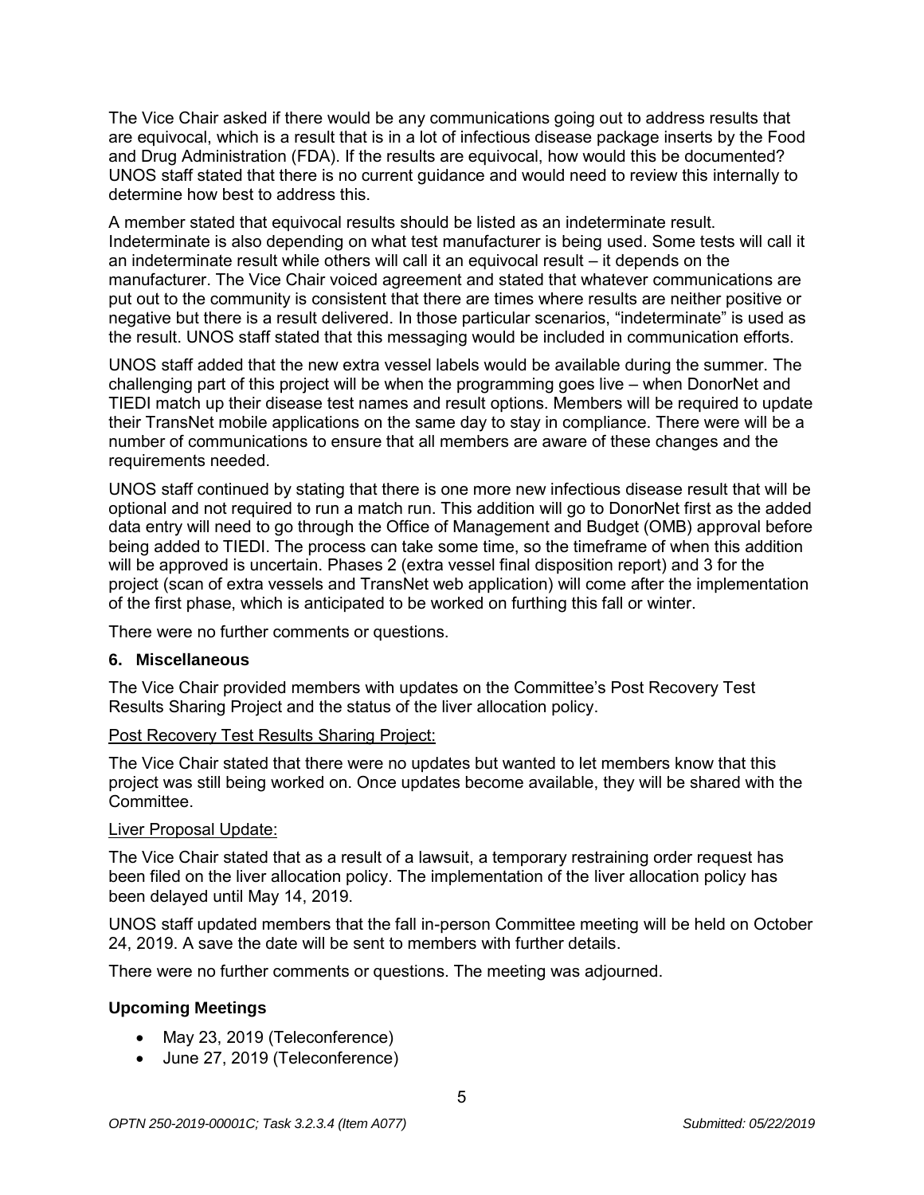The Vice Chair asked if there would be any communications going out to address results that are equivocal, which is a result that is in a lot of infectious disease package inserts by the Food and Drug Administration (FDA). If the results are equivocal, how would this be documented? UNOS staff stated that there is no current guidance and would need to review this internally to determine how best to address this.

A member stated that equivocal results should be listed as an indeterminate result. Indeterminate is also depending on what test manufacturer is being used. Some tests will call it an indeterminate result while others will call it an equivocal result – it depends on the manufacturer. The Vice Chair voiced agreement and stated that whatever communications are put out to the community is consistent that there are times where results are neither positive or negative but there is a result delivered. In those particular scenarios, "indeterminate" is used as the result. UNOS staff stated that this messaging would be included in communication efforts.

UNOS staff added that the new extra vessel labels would be available during the summer. The challenging part of this project will be when the programming goes live – when DonorNet and TIEDI match up their disease test names and result options. Members will be required to update their TransNet mobile applications on the same day to stay in compliance. There were will be a number of communications to ensure that all members are aware of these changes and the requirements needed.

UNOS staff continued by stating that there is one more new infectious disease result that will be optional and not required to run a match run. This addition will go to DonorNet first as the added data entry will need to go through the Office of Management and Budget (OMB) approval before being added to TIEDI. The process can take some time, so the timeframe of when this addition will be approved is uncertain. Phases 2 (extra vessel final disposition report) and 3 for the project (scan of extra vessels and TransNet web application) will come after the implementation of the first phase, which is anticipated to be worked on furthing this fall or winter.

There were no further comments or questions.

### 6. Miscellaneous

The Vice Chair provided members with updates on the Committee's Post Recovery Test Results Sharing Project and the status of the liver allocation policy.

<u>Post Recovery Test Results Sharing Project:</u>

The Vice Chair stated that there were no updates but wanted to let members know that this project was still being worked on. Once updates become available, they will be shared with the Committee.

<u>Liver Proposal Update:</u>

The Vice Chair stated that as a result of a lawsuit, a temporary restraining order request has been filed on the liver allocation policy. The implementation of the liver allocation policy has been delayed until May 14, 2019.

UNOS staff updated members that the fall in-person Committee meeting will be held on October 24, 2019. A save the date will be sent to members with further details.

There were no further comments or questions. The meeting was adjourned.

### Upcoming Meetings

- May 23, 2019 (Teleconference)
- June 27, 2019 (Teleconference)